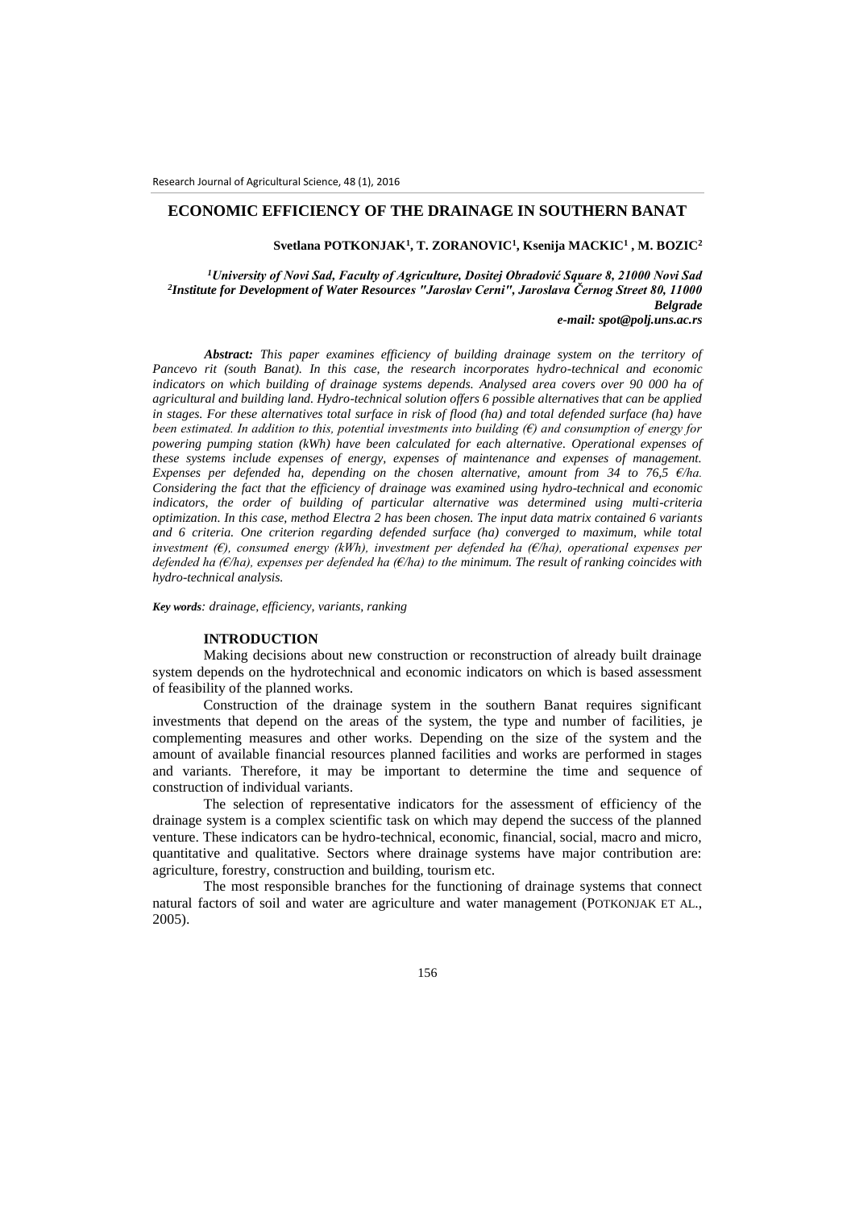# ECONOMIC EFFICIENCY OF THE DRAINAGE IN SOUTHERN BANAT

**Svetlana POTKONJAK[1], T. ZORANOVIC[1], Ksenija MACKIC[1] , M. BOZIC[2]**

*[1]University of Novi Sad, Faculty of Agriculture, Dositej Obradović Square 8, 21000 Novi Sad*
*[2]Institute for Development of Water Resources "Jaroslav Cerni", Jaroslava Černog Street 80, 11000 Belgrade*
***e-mail: spot@polj.uns.ac.rs***

***Abstract:*** *This paper examines efficiency of building drainage system on the territory of Pancevo rit (south Banat). In this case, the research incorporates hydro-technical and economic indicators on which building of drainage systems depends. Analysed area covers over 90 000 ha of agricultural and building land. Hydro-technical solution offers 6 possible alternatives that can be applied in stages. For these alternatives total surface in risk of flood (ha) and total defended surface (ha) have been estimated. In addition to this, potential investments into building (€) and consumption of energy for powering pumping station (kWh) have been calculated for each alternative. Operational expenses of these systems include expenses of energy, expenses of maintenance and expenses of management. Expenses per defended ha, depending on the chosen alternative, amount from 34 to 76,5 €/ha. Considering the fact that the efficiency of drainage was examined using hydro-technical and economic indicators, the order of building of particular alternative was determined using multi-criteria optimization. In this case, method Electra 2 has been chosen. The input data matrix contained 6 variants and 6 criteria. One criterion regarding defended surface (ha) converged to maximum, while total investment (€), consumed energy (kWh), investment per defended ha (€/ha), operational expenses per defended ha (€/ha), expenses per defended ha (€/ha) to the minimum. The result of ranking coincides with hydro-technical analysis.*

***Key words****: drainage, efficiency, variants, ranking*

## INTRODUCTION

Making decisions about new construction or reconstruction of already built drainage system depends on the hydrotechnical and economic indicators on which is based assessment of feasibility of the planned works.

Construction of the drainage system in the southern Banat requires significant investments that depend on the areas of the system, the type and number of facilities, je complementing measures and other works. Depending on the size of the system and the amount of available financial resources planned facilities and works are performed in stages and variants. Therefore, it may be important to determine the time and sequence of construction of individual variants.

The selection of representative indicators for the assessment of efficiency of the drainage system is a complex scientific task on which may depend the success of the planned venture. These indicators can be hydro-technical, economic, financial, social, macro and micro, quantitative and qualitative. Sectors where drainage systems have major contribution are: agriculture, forestry, construction and building, tourism etc.

The most responsible branches for the functioning of drainage systems that connect natural factors of soil and water are agriculture and water management (POTKONJAK ET AL., 2005).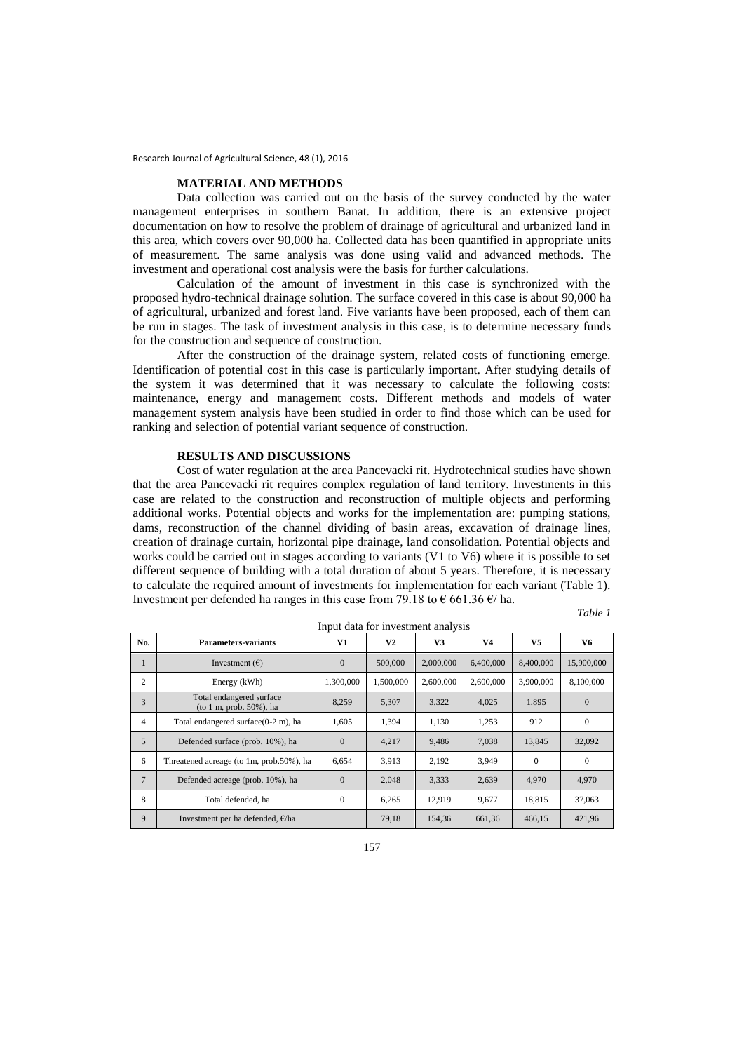## MATERIAL AND METHODS

Data collection was carried out on the basis of the survey conducted by the water management enterprises in southern Banat. In addition, there is an extensive project documentation on how to resolve the problem of drainage of agricultural and urbanized land in this area, which covers over 90,000 ha. Collected data has been quantified in appropriate units of measurement. The same analysis was done using valid and advanced methods. The investment and operational cost analysis were the basis for further calculations.

Calculation of the amount of investment in this case is synchronized with the proposed hydro-technical drainage solution. The surface covered in this case is about 90,000 ha of agricultural, urbanized and forest land. Five variants have been proposed, each of them can be run in stages. The task of investment analysis in this case, is to determine necessary funds for the construction and sequence of construction.

After the construction of the drainage system, related costs of functioning emerge. Identification of potential cost in this case is particularly important. After studying details of the system it was determined that it was necessary to calculate the following costs: maintenance, energy and management costs. Different methods and models of water management system analysis have been studied in order to find those which can be used for ranking and selection of potential variant sequence of construction.

## RESULTS AND DISCUSSIONS

Cost of water regulation at the area Pancevacki rit. Hydrotechnical studies have shown that the area Pancevacki rit requires complex regulation of land territory. Investments in this case are related to the construction and reconstruction of multiple objects and performing additional works. Potential objects and works for the implementation are: pumping stations, dams, reconstruction of the channel dividing of basin areas, excavation of drainage lines, creation of drainage curtain, horizontal pipe drainage, land consolidation. Potential objects and works could be carried out in stages according to variants (V1 to V6) where it is possible to set different sequence of building with a total duration of about 5 years. Therefore, it is necessary to calculate the required amount of investments for implementation for each variant (Table 1). Investment per defended ha ranges in this case from 79.18 to € 661.36 €/ ha.

*Table 1*

Input data for investment analysis

| No. | Parameters-variants | V1 | V2 | V3 | V4 | V5 | V6 |
|---|---|---|---|---|---|---|---|
| 1 | Investment (€) | 0 | 500,000 | 2,000,000 | 6,400,000 | 8,400,000 | 15,900,000 |
| 2 | Energy (kWh) | 1,300,000 | 1,500,000 | 2,600,000 | 2,600,000 | 3,900,000 | 8,100,000 |
| 3 | Total endangered surface (to 1 m, prob. 50%), ha | 8,259 | 5,307 | 3,322 | 4,025 | 1,895 | 0 |
| 4 | Total endangered surface(0-2 m), ha | 1,605 | 1,394 | 1,130 | 1,253 | 912 | 0 |
| 5 | Defended surface (prob. 10%), ha | 0 | 4,217 | 9,486 | 7,038 | 13,845 | 32,092 |
| 6 | Threatened acreage (to 1m, prob.50%), ha | 6,654 | 3,913 | 2,192 | 3,949 | 0 | 0 |
| 7 | Defended acreage (prob. 10%), ha | 0 | 2,048 | 3,333 | 2,639 | 4,970 | 4,970 |
| 8 | Total defended, ha | 0 | 6,265 | 12,919 | 9,677 | 18,815 | 37,063 |
| 9 | Investment per ha defended, €/ha | | 79,18 | 154,36 | 661,36 | 466,15 | 421,96 |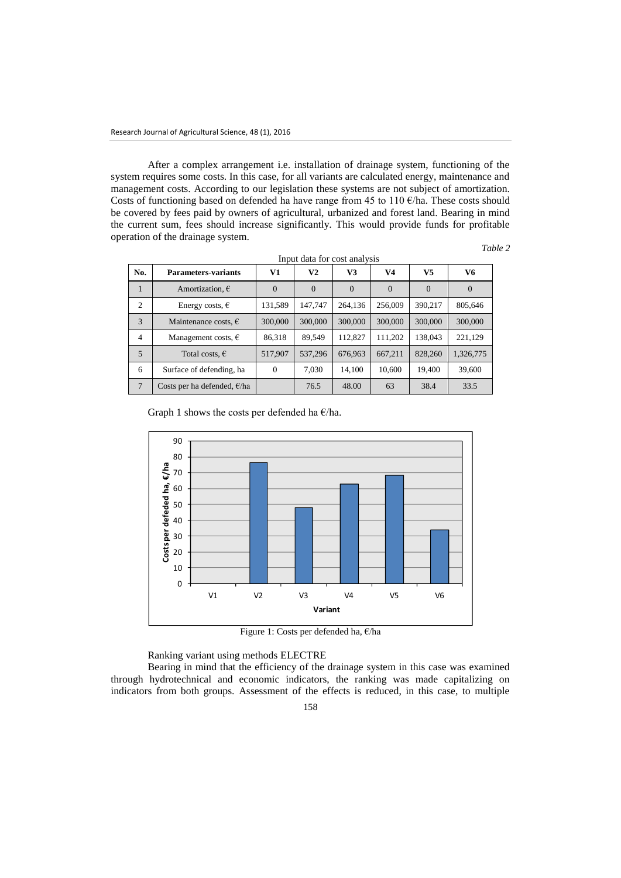After a complex arrangement i.e. installation of drainage system, functioning of the system requires some costs. In this case, for all variants are calculated energy, maintenance and management costs. According to our legislation these systems are not subject of amortization. Costs of functioning based on defended ha have range from 45 to 110 €/ha. These costs should be covered by fees paid by owners of agricultural, urbanized and forest land. Bearing in mind the current sum, fees should increase significantly. This would provide funds for profitable operation of the drainage system.

*Table 2*

Input data for cost analysis

| No. | Parameters-variants | V1 | V2 | V3 | V4 | V5 | V6 |
|---|---|---|---|---|---|---|---|
| 1 | Amortization, € | 0 | 0 | 0 | 0 | 0 | 0 |
| 2 | Energy costs, € | 131,589 | 147,747 | 264,136 | 256,009 | 390,217 | 805,646 |
| 3 | Maintenance costs, € | 300,000 | 300,000 | 300,000 | 300,000 | 300,000 | 300,000 |
| 4 | Management costs, € | 86,318 | 89,549 | 112,827 | 111,202 | 138,043 | 221,129 |
| 5 | Total costs, € | 517,907 | 537,296 | 676,963 | 667,211 | 828,260 | 1,326,775 |
| 6 | Surface of defending, ha | 0 | 7,030 | 14,100 | 10,600 | 19,400 | 39,600 |
| 7 | Costs per ha defended, €/ha | | 76.5 | 48.00 | 63 | 38.4 | 33.5 |

Graph 1 shows the costs per defended ha €/ha.

Figure 1: Costs per defended ha, €/ha

Ranking variant using methods ELECTRE

Bearing in mind that the efficiency of the drainage system in this case was examined through hydrotechnical and economic indicators, the ranking was made capitalizing on indicators from both groups. Assessment of the effects is reduced, in this case, to multiple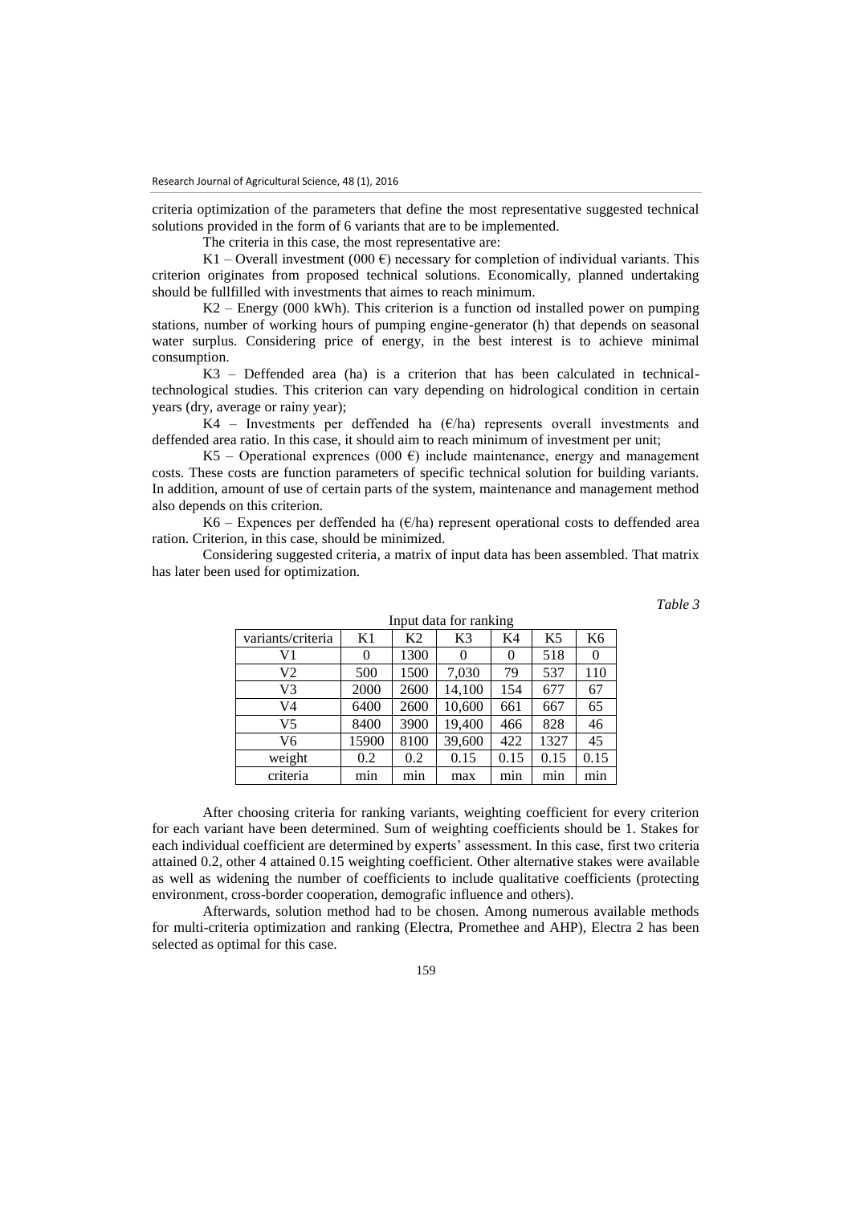criteria optimization of the parameters that define the most representative suggested technical solutions provided in the form of 6 variants that are to be implemented.

The criteria in this case, the most representative are:

K1 – Overall investment (000 €) necessary for completion of individual variants. This criterion originates from proposed technical solutions. Economically, planned undertaking should be fullfilled with investments that aimes to reach minimum.

K2 – Energy (000 kWh). This criterion is a function od installed power on pumping stations, number of working hours of pumping engine-generator (h) that depends on seasonal water surplus. Considering price of energy, in the best interest is to achieve minimal consumption.

K3 – Deffended area (ha) is a criterion that has been calculated in technical-technological studies. This criterion can vary depending on hidrological condition in certain years (dry, average or rainy year);

K4 – Investments per deffended ha (€/ha) represents overall investments and deffended area ratio. In this case, it should aim to reach minimum of investment per unit;

K5 – Operational exprences (000 €) include maintenance, energy and management costs. These costs are function parameters of specific technical solution for building variants. In addition, amount of use of certain parts of the system, maintenance and management method also depends on this criterion.

K6 – Expences per deffended ha (€/ha) represent operational costs to deffended area ration. Criterion, in this case, should be minimized.

Considering suggested criteria, a matrix of input data has been assembled. That matrix has later been used for optimization.

*Table 3*

Input data for ranking

| variants/criteria | K1 | K2 | K3 | K4 | K5 | K6 |
|---|---|---|---|---|---|---|
| V1 | 0 | 1300 | 0 | 0 | 518 | 0 |
| V2 | 500 | 1500 | 7,030 | 79 | 537 | 110 |
| V3 | 2000 | 2600 | 14,100 | 154 | 677 | 67 |
| V4 | 6400 | 2600 | 10,600 | 661 | 667 | 65 |
| V5 | 8400 | 3900 | 19,400 | 466 | 828 | 46 |
| V6 | 15900 | 8100 | 39,600 | 422 | 1327 | 45 |
| weight | 0.2 | 0.2 | 0.15 | 0.15 | 0.15 | 0.15 |
| criteria | min | min | max | min | min | min |

After choosing criteria for ranking variants, weighting coefficient for every criterion for each variant have been determined. Sum of weighting coefficients should be 1. Stakes for each individual coefficient are determined by experts' assessment. In this case, first two criteria attained 0.2, other 4 attained 0.15 weighting coefficient. Other alternative stakes were available as well as widening the number of coefficients to include qualitative coefficients (protecting environment, cross-border cooperation, demografic influence and others).

Afterwards, solution method had to be chosen. Among numerous available methods for multi-criteria optimization and ranking (Electra, Promethee and AHP), Electra 2 has been selected as optimal for this case.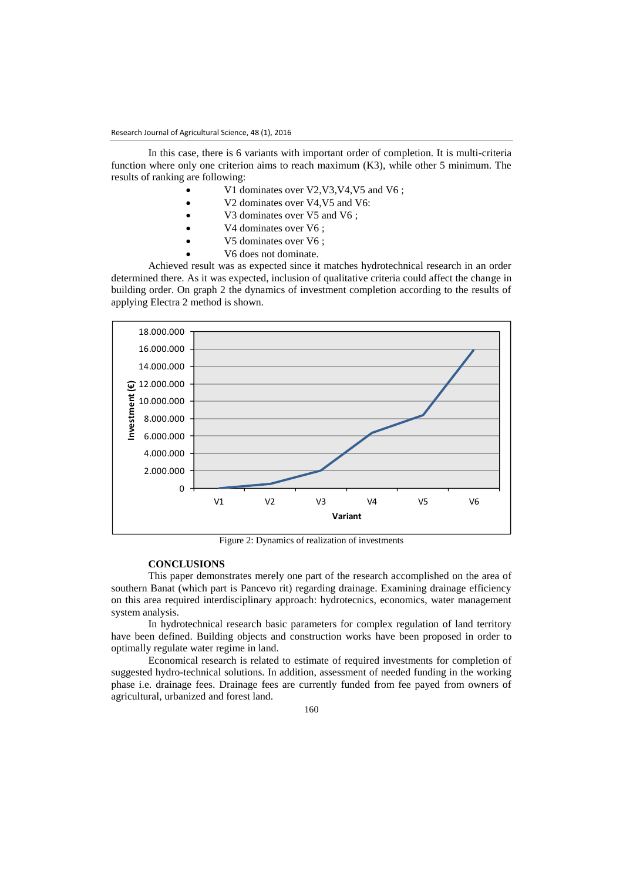In this case, there is 6 variants with important order of completion. It is multi-criteria function where only one criterion aims to reach maximum (K3), while other 5 minimum. The results of ranking are following:

- V1 dominates over V2,V3,V4,V5 and V6 ;
- V2 dominates over V4,V5 and V6:
- V3 dominates over V5 and V6 ;
- V4 dominates over V6 ;
- V5 dominates over V6 ;
- V6 does not dominate.

Achieved result was as expected since it matches hydrotechnical research in an order determined there. As it was expected, inclusion of qualitative criteria could affect the change in building order. On graph 2 the dynamics of investment completion according to the results of applying Electra 2 method is shown.

Figure 2: Dynamics of realization of investments

**CONCLUSIONS**

This paper demonstrates merely one part of the research accomplished on the area of southern Banat (which part is Pancevo rit) regarding drainage. Examining drainage efficiency on this area required interdisciplinary approach: hydrotecnics, economics, water management system analysis.

In hydrotechnical research basic parameters for complex regulation of land territory have been defined. Building objects and construction works have been proposed in order to optimally regulate water regime in land.

Economical research is related to estimate of required investments for completion of suggested hydro-technical solutions. In addition, assessment of needed funding in the working phase i.e. drainage fees. Drainage fees are currently funded from fee payed from owners of agricultural, urbanized and forest land.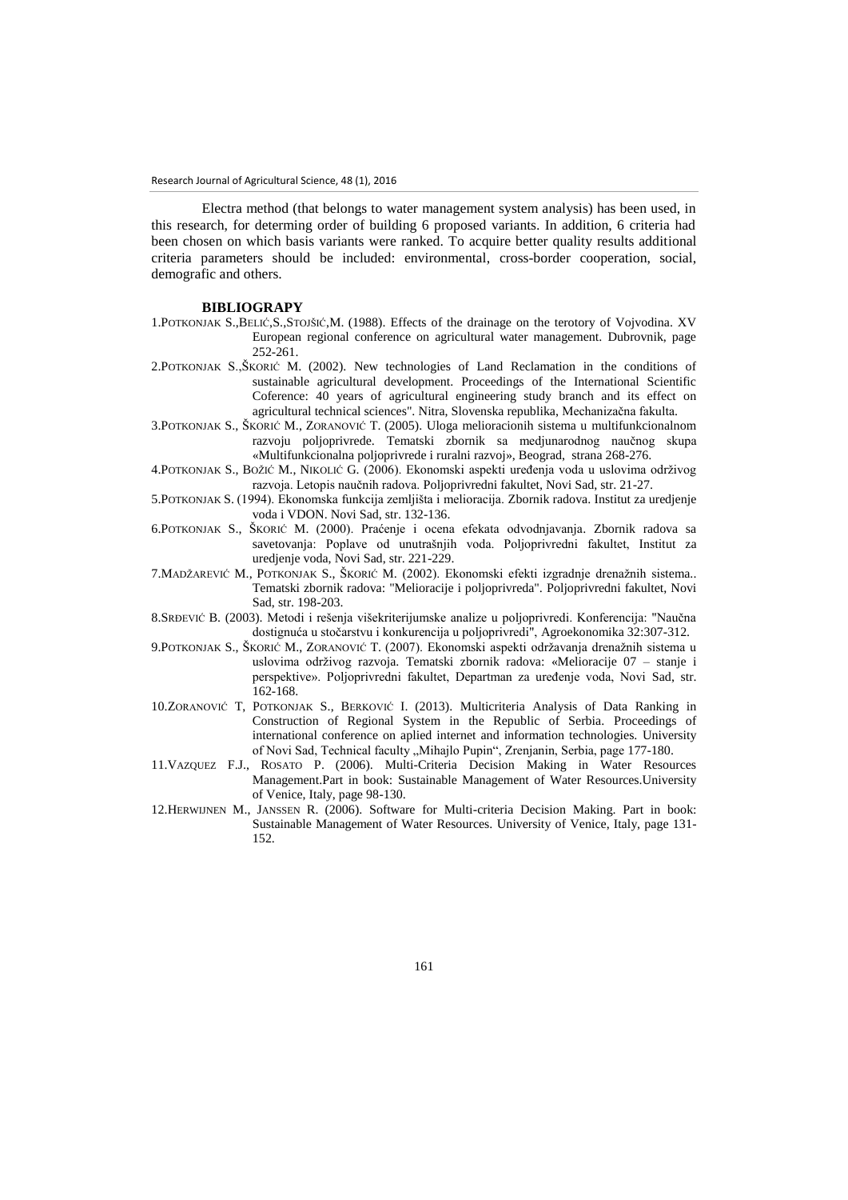Electra method (that belongs to water management system analysis) has been used, in this research, for determing order of building 6 proposed variants. In addition, 6 criteria had been chosen on which basis variants were ranked. To acquire better quality results additional criteria parameters should be included: environmental, cross-border cooperation, social, demografic and others.

## BIBLIOGRAPY

1. POTKONJAK S.,BELIĆ,S.,STOJŠIĆ,M. (1988). Effects of the drainage on the terotory of Vojvodina. XV European regional conference on agricultural water management. Dubrovnik, page 252-261.
2. POTKONJAK S.,ŠKORIĆ M. (2002). New technologies of Land Reclamation in the conditions of sustainable agricultural development. Proceedings of the International Scientific Coference: 40 years of agricultural engineering study branch and its effect on agricultural technical sciences". Nitra, Slovenska republika, Mechanizačna fakulta.
3. POTKONJAK S., ŠKORIĆ M., ZORANOVIĆ T. (2005). Uloga melioracionih sistema u multifunkcionalnom razvoju poljoprivrede. Tematski zbornik sa medjunarodnog naučnog skupa «Multifunkcionalna poljoprivrede i ruralni razvoj», Beograd, strana 268-276.
4. POTKONJAK S., BOŽIĆ M., NIKOLIĆ G. (2006). Ekonomski aspekti uređenja voda u uslovima održivog razvoja. Letopis naučnih radova. Poljoprivredni fakultet, Novi Sad, str. 21-27.
5. POTKONJAK S. (1994). Ekonomska funkcija zemljišta i melioracija. Zbornik radova. Institut za uredjenje voda i VDON. Novi Sad, str. 132-136.
6. POTKONJAK S., ŠKORIĆ M. (2000). Praćenje i ocena efekata odvodnjavanja. Zbornik radova sa savetovanja: Poplave od unutrašnjih voda. Poljoprivredni fakultet, Institut za uredjenje voda, Novi Sad, str. 221-229.
7. MADŽAREVIĆ M., POTKONJAK S., ŠKORIĆ M. (2002). Ekonomski efekti izgradnje drenažnih sistema.. Tematski zbornik radova: "Melioracije i poljoprivreda". Poljoprivredni fakultet, Novi Sad, str. 198-203.
8. SRĐEVIĆ B. (2003). Metodi i rešenja višekriterijumske analize u poljoprivredi. Konferencija: "Naučna dostignuća u stočarstvu i konkurencija u poljoprivredi", Agroekonomika 32:307-312.
9. POTKONJAK S., ŠKORIĆ M., ZORANOVIĆ T. (2007). Ekonomski aspekti održavanja drenažnih sistema u uslovima održivog razvoja. Tematski zbornik radova: «Melioracije 07 – stanje i perspektive». Poljoprivredni fakultet, Departman za uređenje voda, Novi Sad, str. 162-168.
10. ZORANOVIĆ T, POTKONJAK S., BERKOVIĆ I. (2013). Multicriteria Analysis of Data Ranking in Construction of Regional System in the Republic of Serbia. Proceedings of international conference on aplied internet and information technologies. University of Novi Sad, Technical faculty „Mihajlo Pupin", Zrenjanin, Serbia, page 177-180.
11. VAZQUEZ F.J., ROSATO P. (2006). Multi-Criteria Decision Making in Water Resources Management.Part in book: Sustainable Management of Water Resources.University of Venice, Italy, page 98-130.
12. HERWIJNEN M., JANSSEN R. (2006). Software for Multi-criteria Decision Making. Part in book: Sustainable Management of Water Resources. University of Venice, Italy, page 131-152.